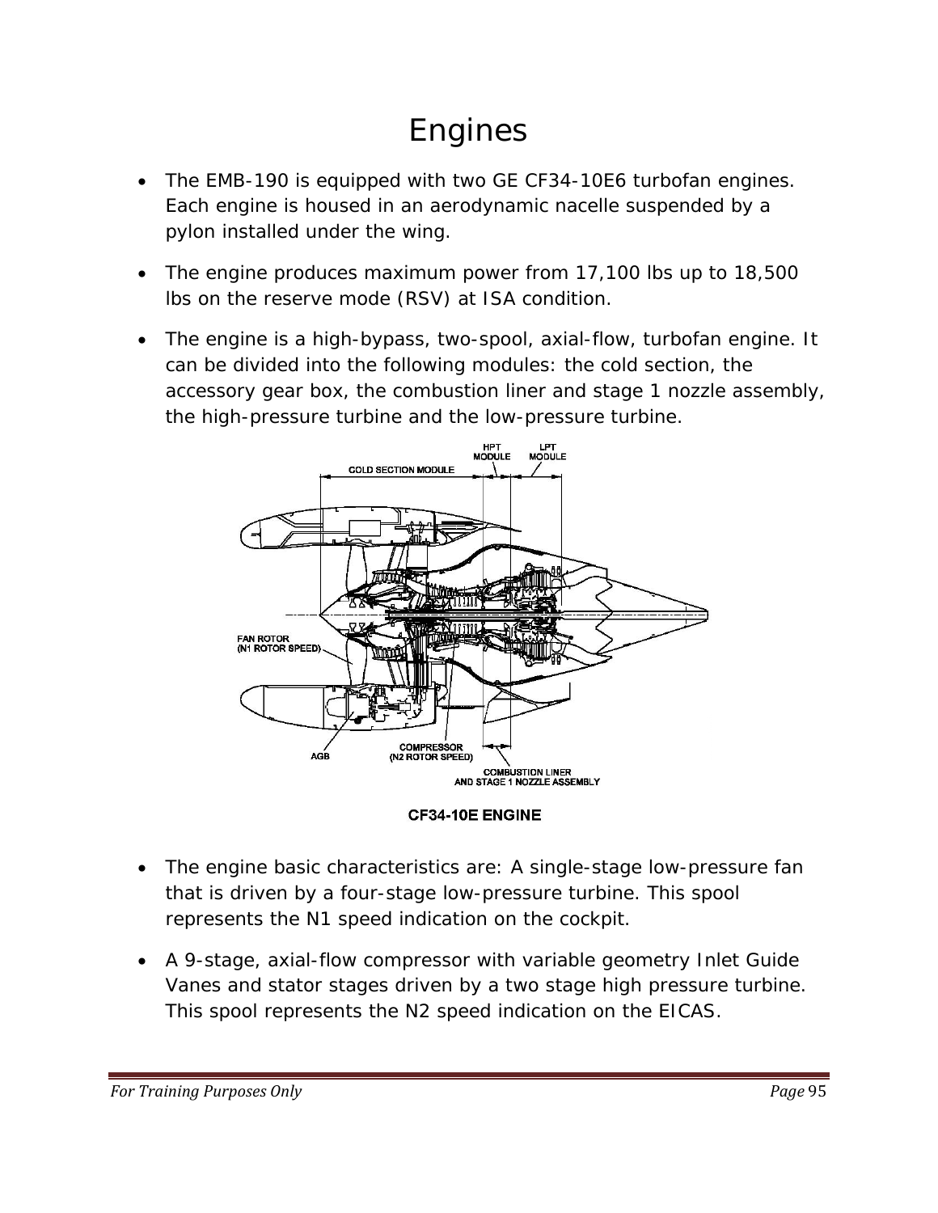# Engines

- The EMB-190 is equipped with two GE CF34-10E6 turbofan engines. Each engine is housed in an aerodynamic nacelle suspended by a pylon installed under the wing.
- The engine produces maximum power from 17,100 lbs up to 18,500 lbs on the reserve mode (RSV) at ISA condition.
- The engine is a high-bypass, two-spool, axial-flow, turbofan engine. It can be divided into the following modules: the cold section, the accessory gear box, the combustion liner and stage 1 nozzle assembly, the high-pressure turbine and the low-pressure turbine.

CF34-10E ENGINE

- The engine basic characteristics are: A single-stage low-pressure fan that is driven by a four-stage low-pressure turbine. This spool represents the N1 speed indication on the cockpit.
- A 9-stage, axial-flow compressor with variable geometry Inlet Guide Vanes and stator stages driven by a two stage high pressure turbine. This spool represents the N2 speed indication on the EICAS.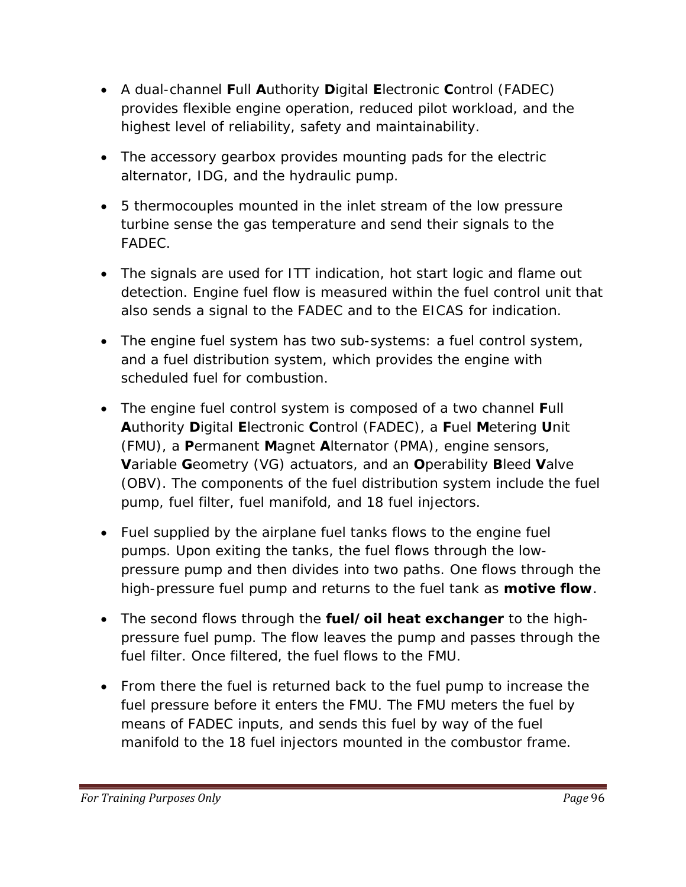- A dual-channel **F**ull **A**uthority **D**igital **E**lectronic **C**ontrol (FADEC) provides flexible engine operation, reduced pilot workload, and the highest level of reliability, safety and maintainability.
- The accessory gearbox provides mounting pads for the electric alternator, IDG, and the hydraulic pump.
- 5 thermocouples mounted in the inlet stream of the low pressure turbine sense the gas temperature and send their signals to the FADEC.
- The signals are used for ITT indication, hot start logic and flame out detection. Engine fuel flow is measured within the fuel control unit that also sends a signal to the FADEC and to the EICAS for indication.
- The engine fuel system has two sub-systems: a fuel control system, and a fuel distribution system, which provides the engine with scheduled fuel for combustion.
- The engine fuel control system is composed of a two channel **F**ull **A**uthority **D**igital **E**lectronic **C**ontrol (FADEC), a **F**uel **M**etering **U**nit (FMU), a **P**ermanent **M**agnet **A**lternator (PMA), engine sensors, **V**ariable **G**eometry (VG) actuators, and an **O**perability **B**leed **V**alve (OBV). The components of the fuel distribution system include the fuel pump, fuel filter, fuel manifold, and 18 fuel injectors.
- Fuel supplied by the airplane fuel tanks flows to the engine fuel pumps. Upon exiting the tanks, the fuel flows through the low-pressure pump and then divides into two paths. One flows through the high-pressure fuel pump and returns to the fuel tank as **motive flow**.
- The second flows through the **fuel/oil heat exchanger** to the high-pressure fuel pump. The flow leaves the pump and passes through the fuel filter. Once filtered, the fuel flows to the FMU.
- From there the fuel is returned back to the fuel pump to increase the fuel pressure before it enters the FMU. The FMU meters the fuel by means of FADEC inputs, and sends this fuel by way of the fuel manifold to the 18 fuel injectors mounted in the combustor frame.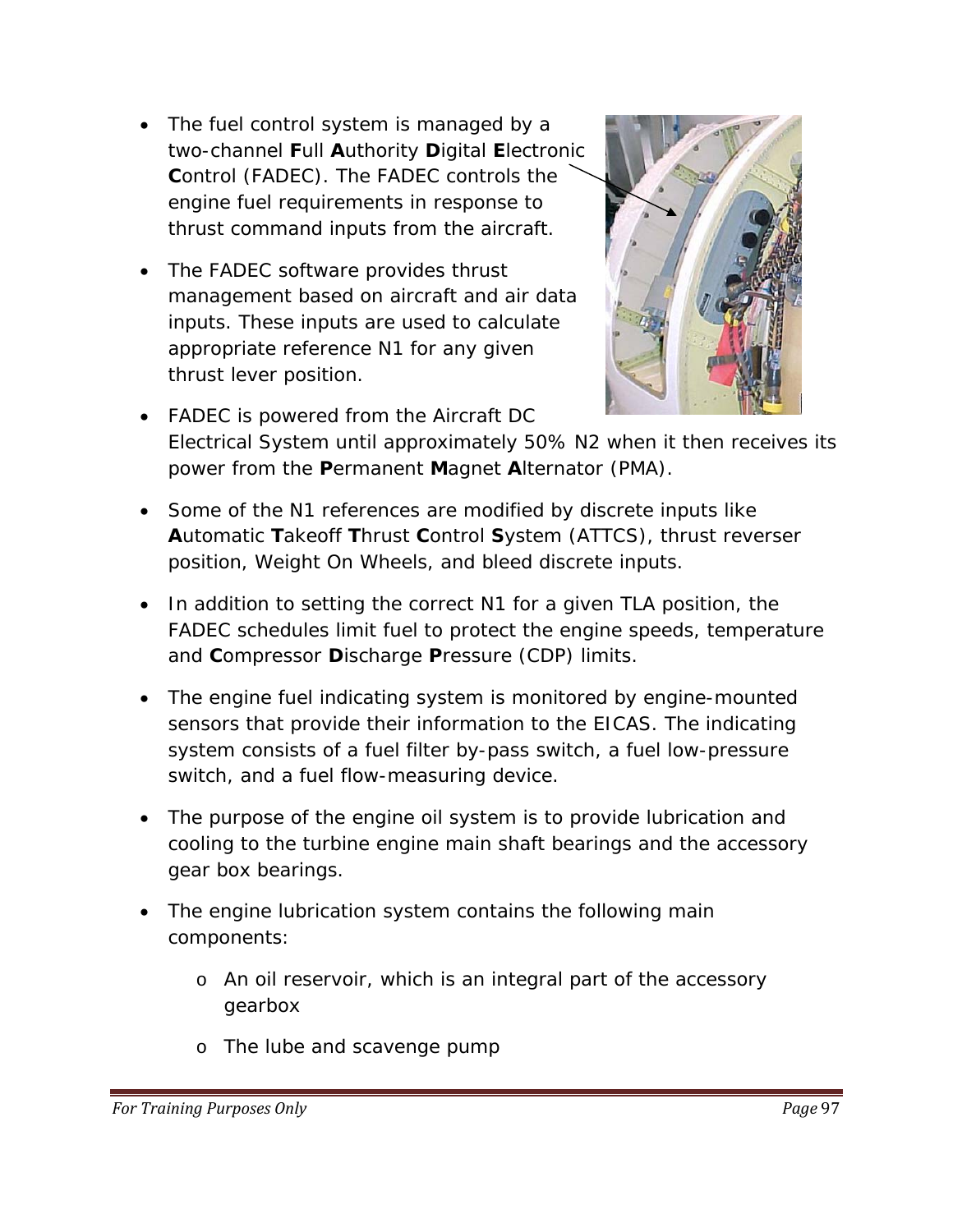- The fuel control system is managed by a two-channel **F**ull **A**uthority **D**igital **E**lectronic **C**ontrol (FADEC). The FADEC controls the engine fuel requirements in response to thrust command inputs from the aircraft.

- The FADEC software provides thrust management based on aircraft and air data inputs. These inputs are used to calculate appropriate reference N1 for any given thrust lever position.

- FADEC is powered from the Aircraft DC Electrical System until approximately 50% N2 when it then receives its power from the **P**ermanent **M**agnet **A**lternator (PMA).

- Some of the N1 references are modified by discrete inputs like **A**utomatic **T**akeoff **T**hrust **C**ontrol **S**ystem (ATTCS), thrust reverser position, Weight On Wheels, and bleed discrete inputs.

- In addition to setting the correct N1 for a given TLA position, the FADEC schedules limit fuel to protect the engine speeds, temperature and **C**ompressor **D**ischarge **P**ressure (CDP) limits.

- The engine fuel indicating system is monitored by engine-mounted sensors that provide their information to the EICAS. The indicating system consists of a fuel filter by-pass switch, a fuel low-pressure switch, and a fuel flow-measuring device.

- The purpose of the engine oil system is to provide lubrication and cooling to the turbine engine main shaft bearings and the accessory gear box bearings.

- The engine lubrication system contains the following main components:
  - An oil reservoir, which is an integral part of the accessory gearbox
  - The lube and scavenge pump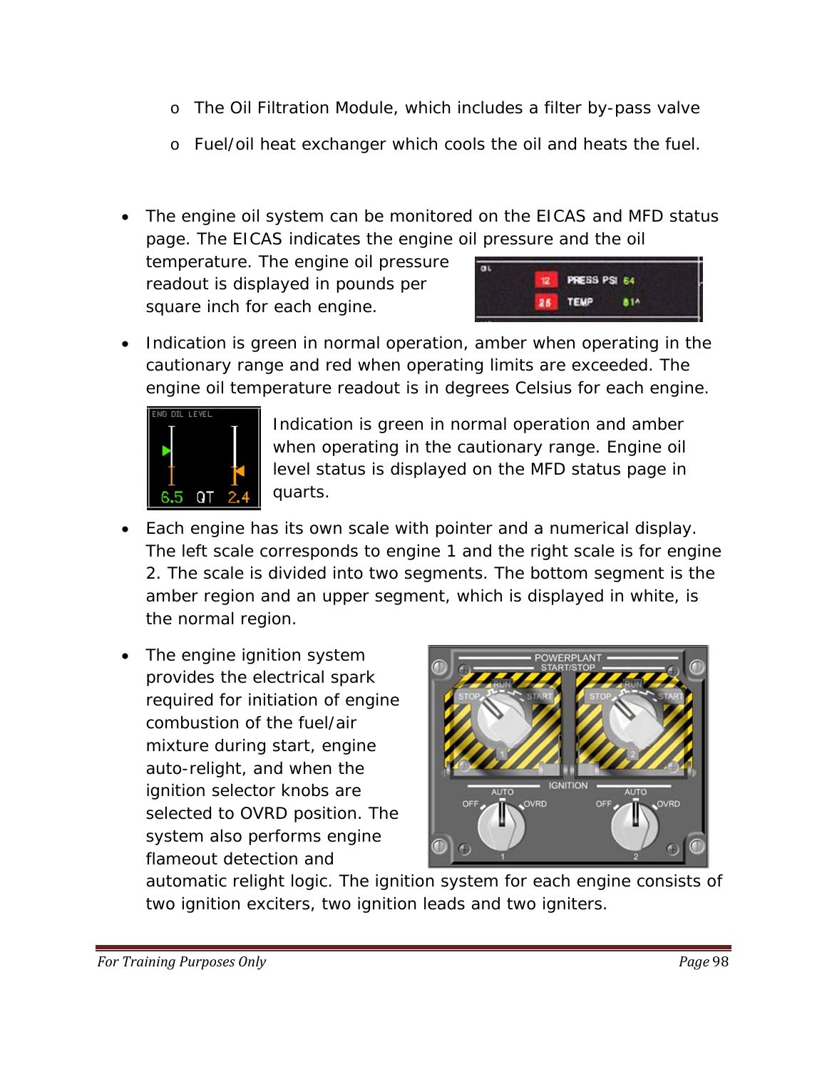- The Oil Filtration Module, which includes a filter by-pass valve
  - Fuel/oil heat exchanger which cools the oil and heats the fuel.

- The engine oil system can be monitored on the EICAS and MFD status page. The EICAS indicates the engine oil pressure and the oil temperature. The engine oil pressure readout is displayed in pounds per square inch for each engine.

- Indication is green in normal operation, amber when operating in the cautionary range and red when operating limits are exceeded. The engine oil temperature readout is in degrees Celsius for each engine.

  Indication is green in normal operation and amber when operating in the cautionary range. Engine oil level status is displayed on the MFD status page in quarts.

- Each engine has its own scale with pointer and a numerical display. The left scale corresponds to engine 1 and the right scale is for engine 2. The scale is divided into two segments. The bottom segment is the amber region and an upper segment, which is displayed in white, is the normal region.

- The engine ignition system provides the electrical spark required for initiation of engine combustion of the fuel/air mixture during start, engine auto-relight, and when the ignition selector knobs are selected to OVRD position. The system also performs engine flameout detection and automatic relight logic. The ignition system for each engine consists of two ignition exciters, two ignition leads and two igniters.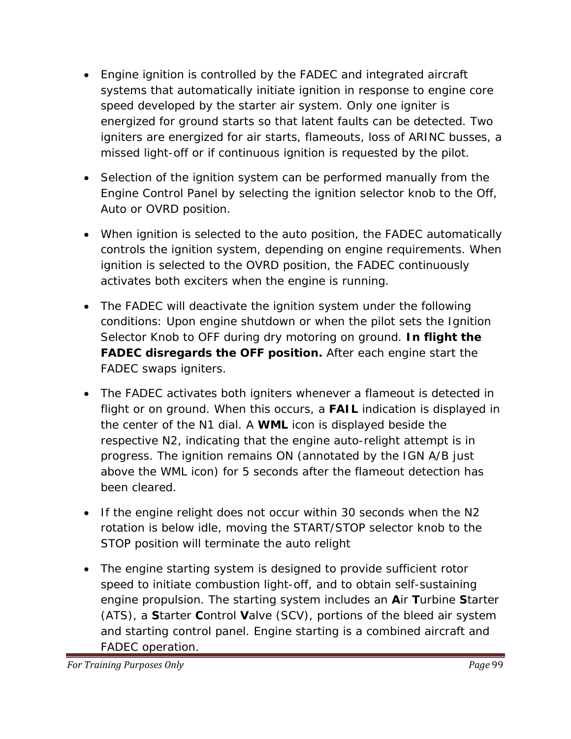- Engine ignition is controlled by the FADEC and integrated aircraft systems that automatically initiate ignition in response to engine core speed developed by the starter air system. Only one igniter is energized for ground starts so that latent faults can be detected. Two igniters are energized for air starts, flameouts, loss of ARINC busses, a missed light-off or if continuous ignition is requested by the pilot.

- Selection of the ignition system can be performed manually from the Engine Control Panel by selecting the ignition selector knob to the Off, Auto or OVRD position.

- When ignition is selected to the auto position, the FADEC automatically controls the ignition system, depending on engine requirements. When ignition is selected to the OVRD position, the FADEC continuously activates both exciters when the engine is running.

- The FADEC will deactivate the ignition system under the following conditions: Upon engine shutdown or when the pilot sets the Ignition Selector Knob to OFF during dry motoring on ground. **In flight the FADEC disregards the OFF position.** After each engine start the FADEC swaps igniters.

- The FADEC activates both igniters whenever a flameout is detected in flight or on ground. When this occurs, a **FAIL** indication is displayed in the center of the N1 dial. A **WML** icon is displayed beside the respective N2, indicating that the engine auto-relight attempt is in progress. The ignition remains ON (annotated by the IGN A/B just above the WML icon) for 5 seconds after the flameout detection has been cleared.

- If the engine relight does not occur within 30 seconds when the N2 rotation is below idle, moving the START/STOP selector knob to the STOP position will terminate the auto relight

- The engine starting system is designed to provide sufficient rotor speed to initiate combustion light-off, and to obtain self-sustaining engine propulsion. The starting system includes an **A**ir **T**urbine **S**tarter (ATS), a **S**tarter **C**ontrol **V**alve (SCV), portions of the bleed air system and starting control panel. Engine starting is a combined aircraft and FADEC operation.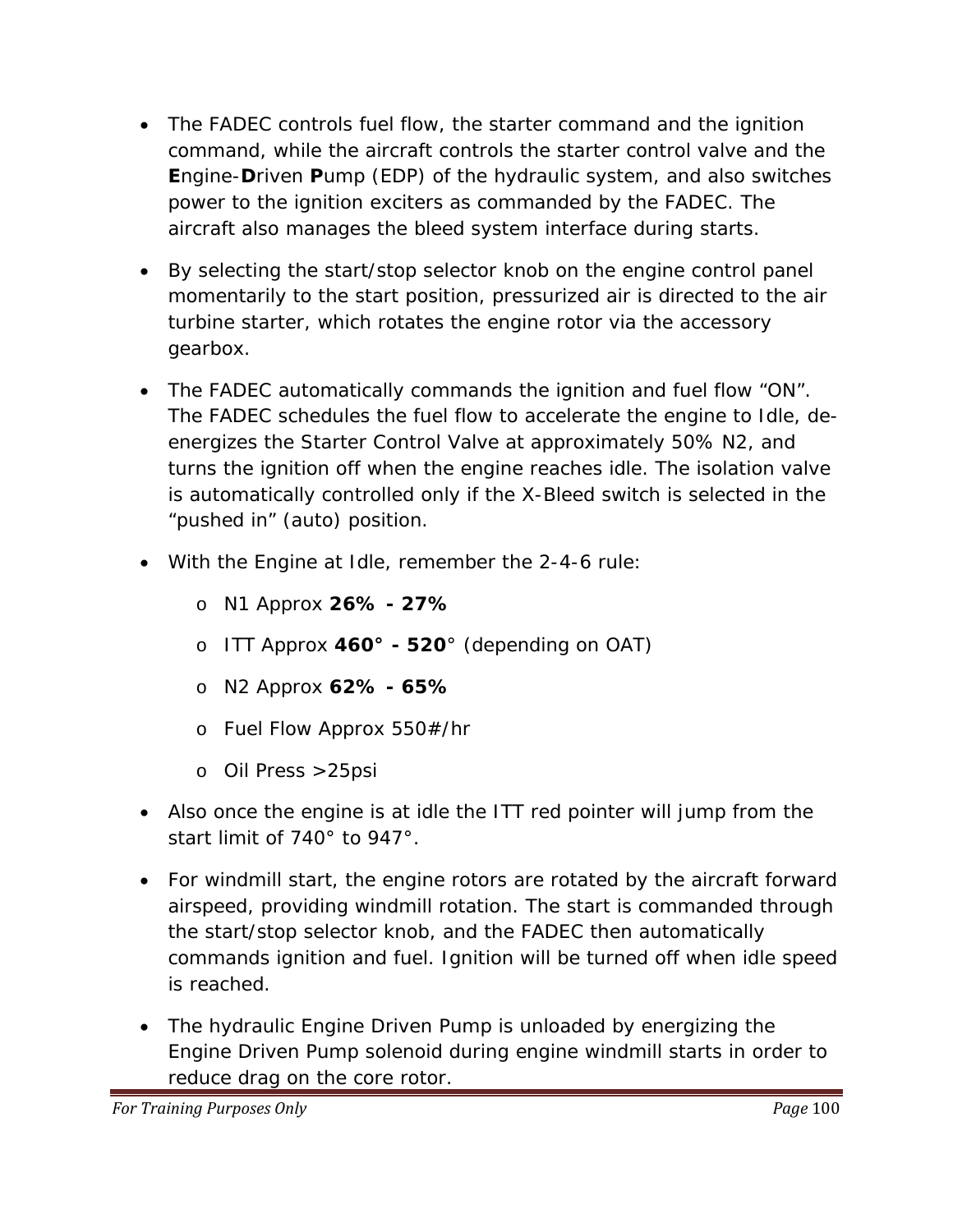- The FADEC controls fuel flow, the starter command and the ignition command, while the aircraft controls the starter control valve and the **E**ngine-**D**riven **P**ump (EDP) of the hydraulic system, and also switches power to the ignition exciters as commanded by the FADEC. The aircraft also manages the bleed system interface during starts.

- By selecting the start/stop selector knob on the engine control panel momentarily to the start position, pressurized air is directed to the air turbine starter, which rotates the engine rotor via the accessory gearbox.

- The FADEC automatically commands the ignition and fuel flow "ON". The FADEC schedules the fuel flow to accelerate the engine to Idle, de-energizes the Starter Control Valve at approximately 50% N2, and turns the ignition off when the engine reaches idle. The isolation valve is automatically controlled only if the X-Bleed switch is selected in the "pushed in" (auto) position.

- With the Engine at Idle, remember the 2-4-6 rule:
  - N1 Approx **26% - 27%**
  - ITT Approx **460° - 520**° (depending on OAT)
  - N2 Approx **62% - 65%**
  - Fuel Flow Approx 550#/hr
  - Oil Press >25psi

- Also once the engine is at idle the ITT red pointer will jump from the start limit of 740° to 947°.

- For windmill start, the engine rotors are rotated by the aircraft forward airspeed, providing windmill rotation. The start is commanded through the start/stop selector knob, and the FADEC then automatically commands ignition and fuel. Ignition will be turned off when idle speed is reached.

- The hydraulic Engine Driven Pump is unloaded by energizing the Engine Driven Pump solenoid during engine windmill starts in order to reduce drag on the core rotor.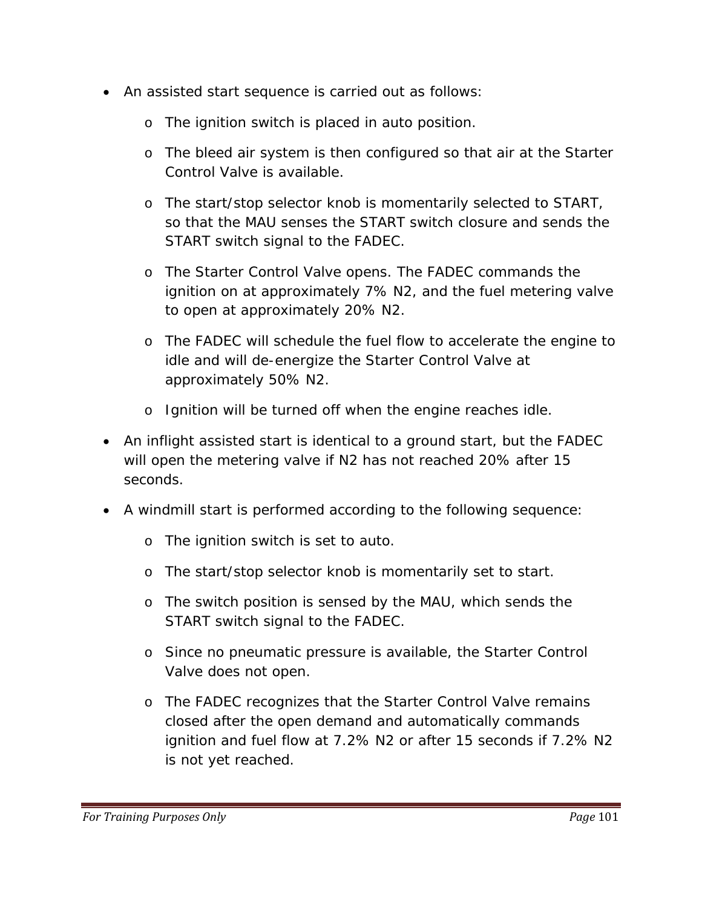- An assisted start sequence is carried out as follows:
  - The ignition switch is placed in auto position.
  - The bleed air system is then configured so that air at the Starter Control Valve is available.
  - The start/stop selector knob is momentarily selected to START, so that the MAU senses the START switch closure and sends the START switch signal to the FADEC.
  - The Starter Control Valve opens. The FADEC commands the ignition on at approximately 7% N2, and the fuel metering valve to open at approximately 20% N2.
  - The FADEC will schedule the fuel flow to accelerate the engine to idle and will de-energize the Starter Control Valve at approximately 50% N2.
  - Ignition will be turned off when the engine reaches idle.
- An inflight assisted start is identical to a ground start, but the FADEC will open the metering valve if N2 has not reached 20% after 15 seconds.
- A windmill start is performed according to the following sequence:
  - The ignition switch is set to auto.
  - The start/stop selector knob is momentarily set to start.
  - The switch position is sensed by the MAU, which sends the START switch signal to the FADEC.
  - Since no pneumatic pressure is available, the Starter Control Valve does not open.
  - The FADEC recognizes that the Starter Control Valve remains closed after the open demand and automatically commands ignition and fuel flow at 7.2% N2 or after 15 seconds if 7.2% N2 is not yet reached.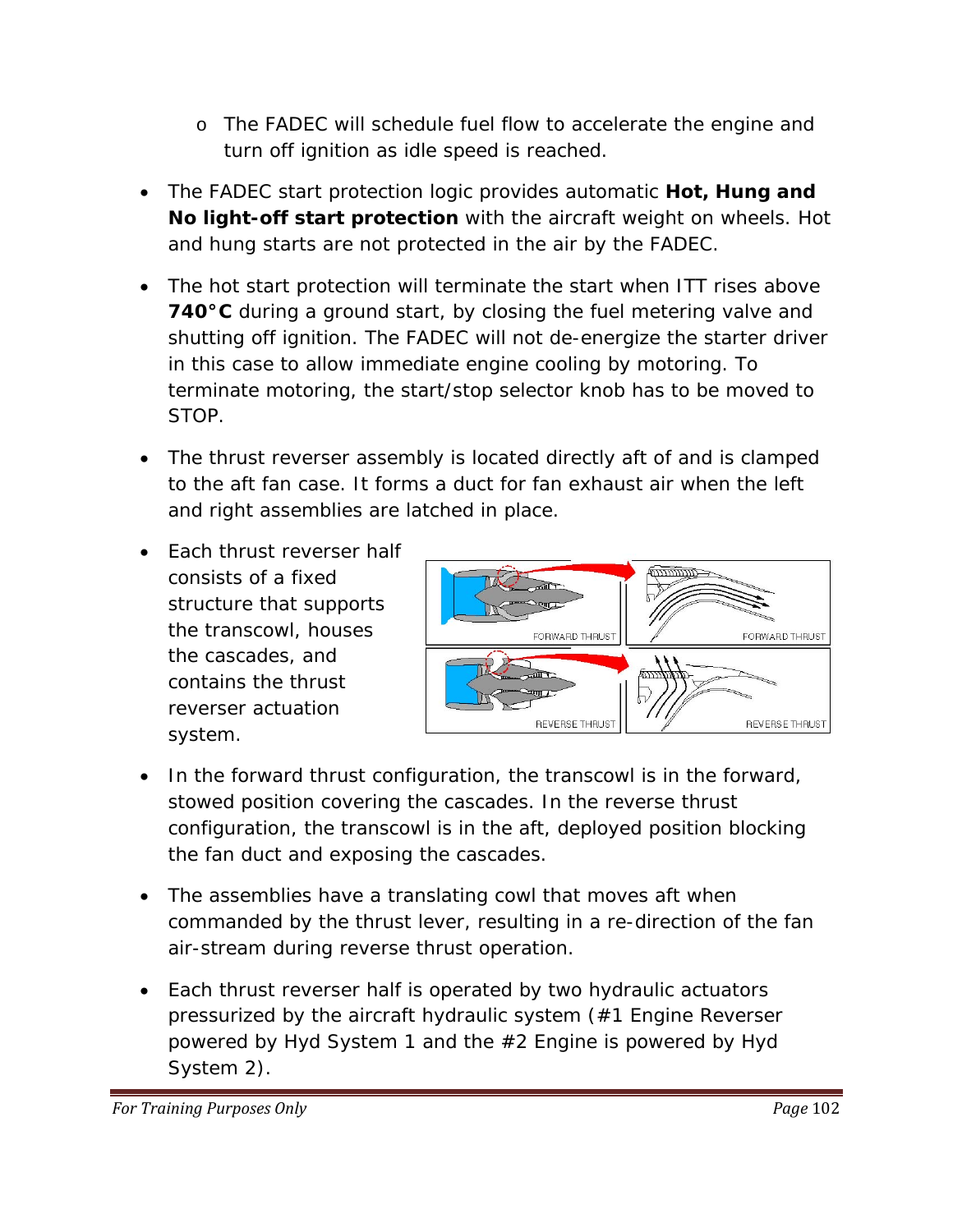- The FADEC will schedule fuel flow to accelerate the engine and turn off ignition as idle speed is reached.

- The FADEC start protection logic provides automatic **Hot, Hung and No light-off start protection** with the aircraft weight on wheels. Hot and hung starts are not protected in the air by the FADEC.

- The hot start protection will terminate the start when ITT rises above **740°C** during a ground start, by closing the fuel metering valve and shutting off ignition. The FADEC will not de-energize the starter driver in this case to allow immediate engine cooling by motoring. To terminate motoring, the start/stop selector knob has to be moved to STOP.

- The thrust reverser assembly is located directly aft of and is clamped to the aft fan case. It forms a duct for fan exhaust air when the left and right assemblies are latched in place.

- Each thrust reverser half consists of a fixed structure that supports the transcowl, houses the cascades, and contains the thrust reverser actuation system.

- In the forward thrust configuration, the transcowl is in the forward, stowed position covering the cascades. In the reverse thrust configuration, the transcowl is in the aft, deployed position blocking the fan duct and exposing the cascades.

- The assemblies have a translating cowl that moves aft when commanded by the thrust lever, resulting in a re-direction of the fan air-stream during reverse thrust operation.

- Each thrust reverser half is operated by two hydraulic actuators pressurized by the aircraft hydraulic system (#1 Engine Reverser powered by Hyd System 1 and the #2 Engine is powered by Hyd System 2).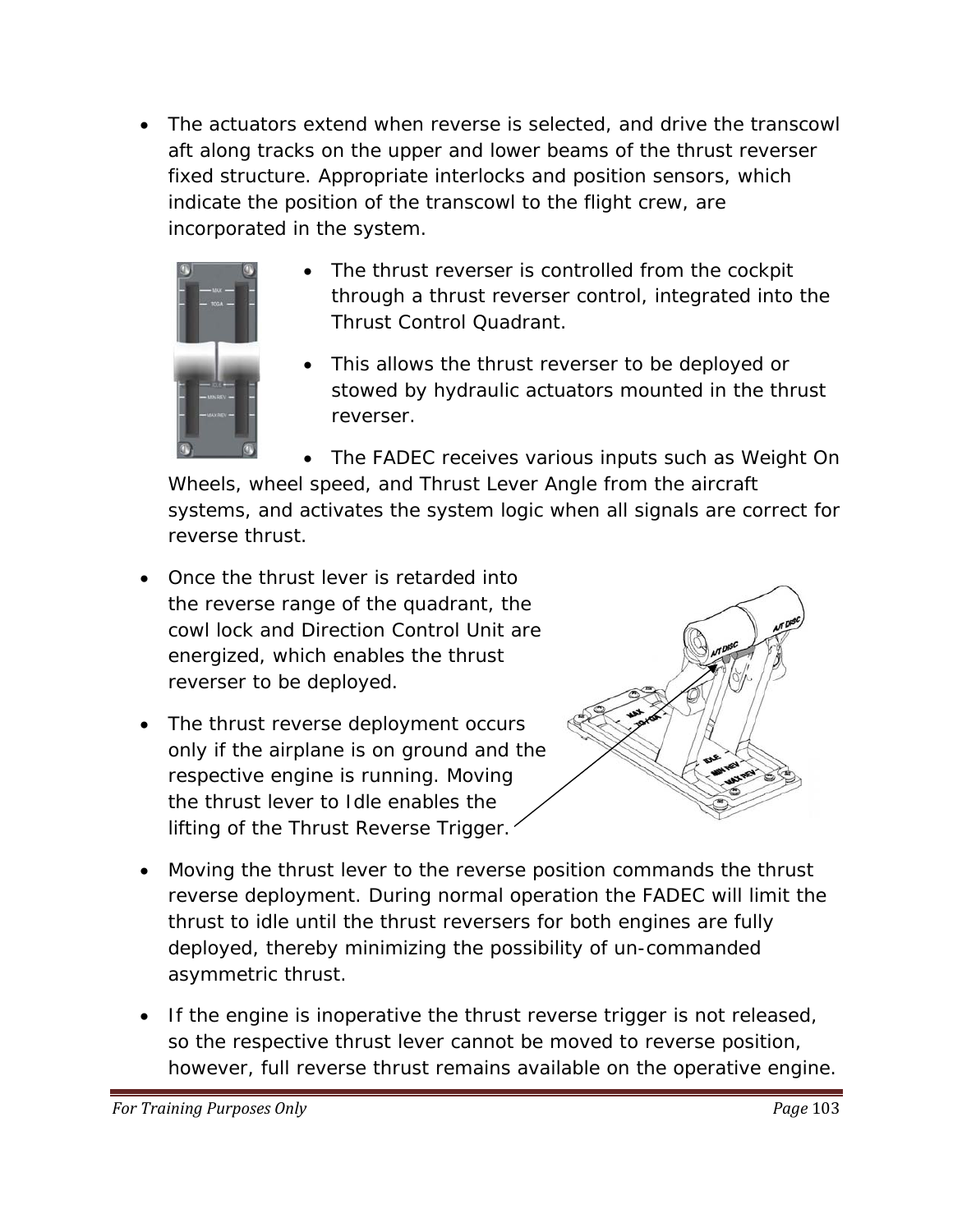- The actuators extend when reverse is selected, and drive the transcowl aft along tracks on the upper and lower beams of the thrust reverser fixed structure. Appropriate interlocks and position sensors, which indicate the position of the transcowl to the flight crew, are incorporated in the system.
- The thrust reverser is controlled from the cockpit through a thrust reverser control, integrated into the Thrust Control Quadrant.
- This allows the thrust reverser to be deployed or stowed by hydraulic actuators mounted in the thrust reverser.
- The FADEC receives various inputs such as Weight On Wheels, wheel speed, and Thrust Lever Angle from the aircraft systems, and activates the system logic when all signals are correct for reverse thrust.
- Once the thrust lever is retarded into the reverse range of the quadrant, the cowl lock and Direction Control Unit are energized, which enables the thrust reverser to be deployed.
- The thrust reverse deployment occurs only if the airplane is on ground and the respective engine is running. Moving the thrust lever to Idle enables the lifting of the Thrust Reverse Trigger.
- Moving the thrust lever to the reverse position commands the thrust reverse deployment. During normal operation the FADEC will limit the thrust to idle until the thrust reversers for both engines are fully deployed, thereby minimizing the possibility of un-commanded asymmetric thrust.
- If the engine is inoperative the thrust reverse trigger is not released, so the respective thrust lever cannot be moved to reverse position, however, full reverse thrust remains available on the operative engine.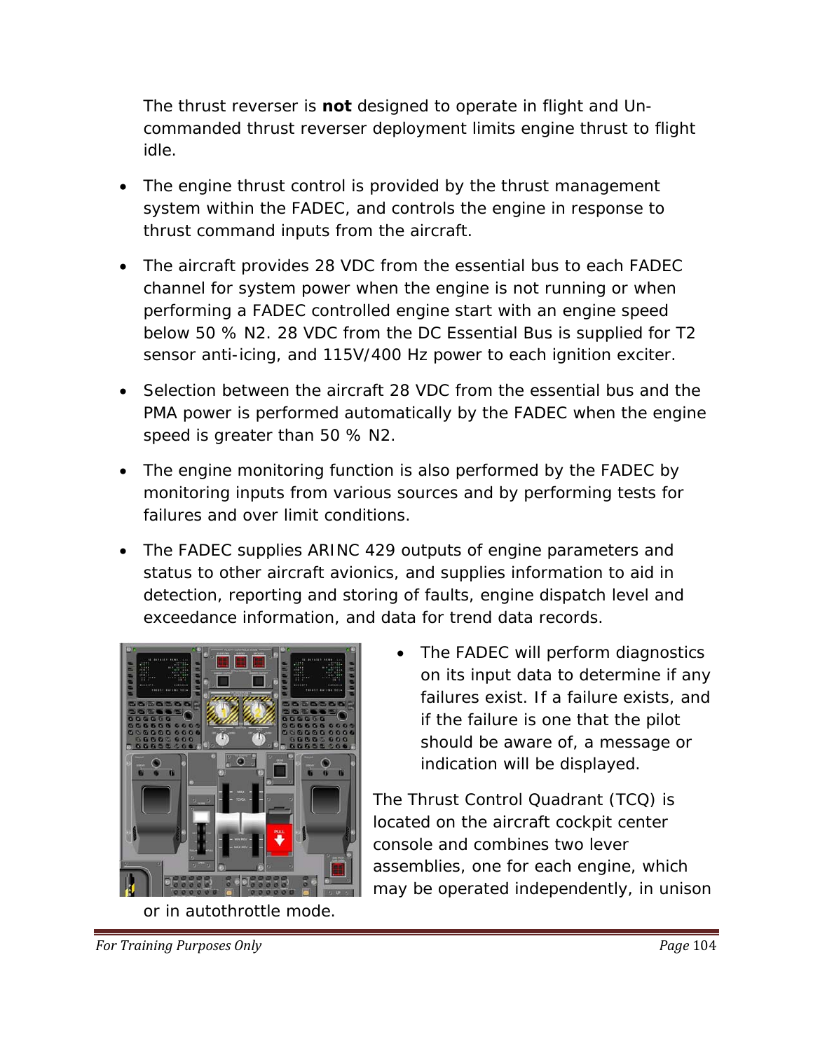The thrust reverser is **not** designed to operate in flight and Un-commanded thrust reverser deployment limits engine thrust to flight idle.

- The engine thrust control is provided by the thrust management system within the FADEC, and controls the engine in response to thrust command inputs from the aircraft.
- The aircraft provides 28 VDC from the essential bus to each FADEC channel for system power when the engine is not running or when performing a FADEC controlled engine start with an engine speed below 50 % N2. 28 VDC from the DC Essential Bus is supplied for T2 sensor anti-icing, and 115V/400 Hz power to each ignition exciter.
- Selection between the aircraft 28 VDC from the essential bus and the PMA power is performed automatically by the FADEC when the engine speed is greater than 50 % N2.
- The engine monitoring function is also performed by the FADEC by monitoring inputs from various sources and by performing tests for failures and over limit conditions.
- The FADEC supplies ARINC 429 outputs of engine parameters and status to other aircraft avionics, and supplies information to aid in detection, reporting and storing of faults, engine dispatch level and exceedance information, and data for trend data records.
- The FADEC will perform diagnostics on its input data to determine if any failures exist. If a failure exists, and if the failure is one that the pilot should be aware of, a message or indication will be displayed.

The Thrust Control Quadrant (TCQ) is located on the aircraft cockpit center console and combines two lever assemblies, one for each engine, which may be operated independently, in unison or in autothrottle mode.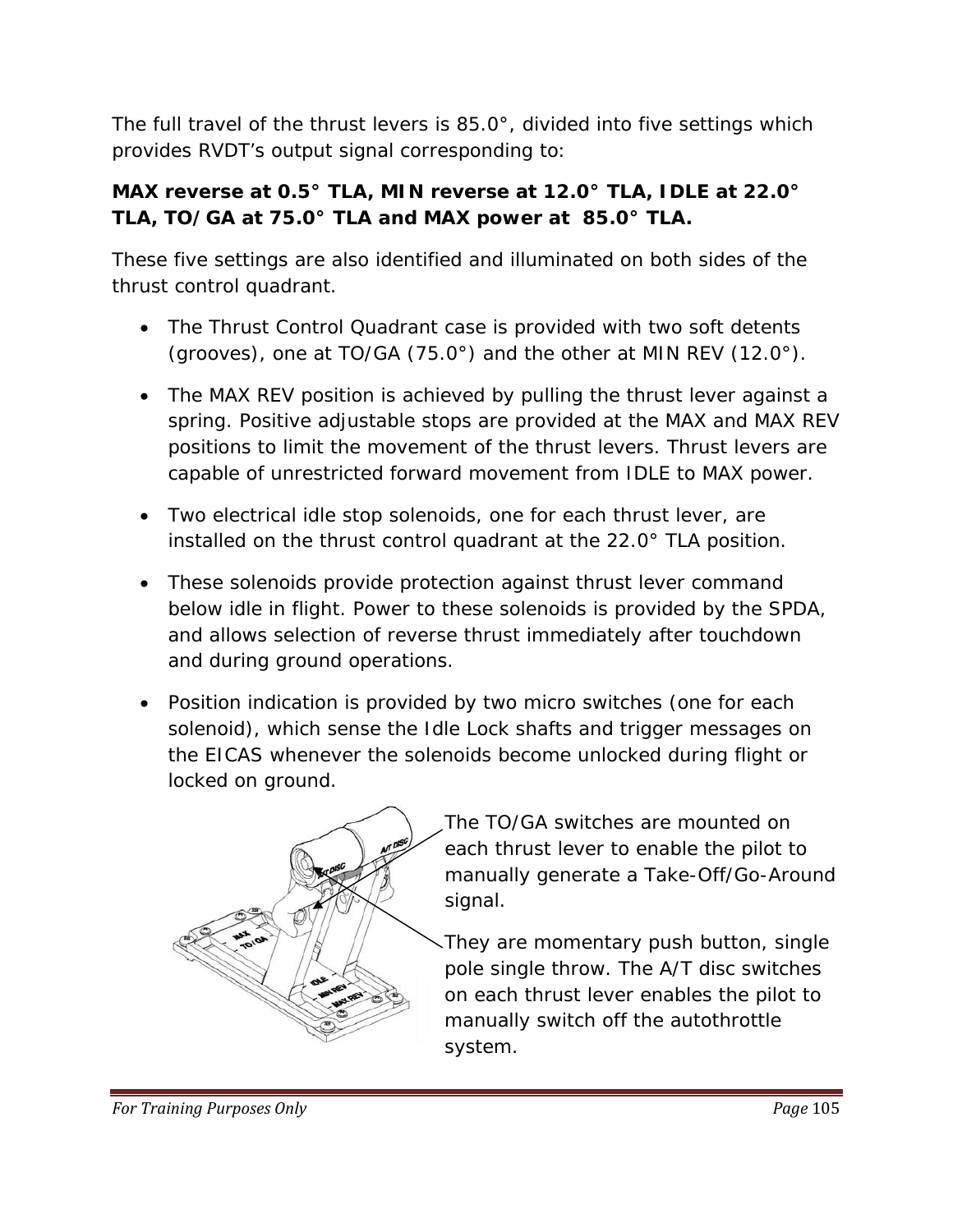The full travel of the thrust levers is 85.0°, divided into five settings which provides RVDT's output signal corresponding to:

**MAX reverse at 0.5° TLA, MIN reverse at 12.0° TLA, IDLE at 22.0° TLA, TO/GA at 75.0° TLA and MAX power at 85.0° TLA.**

These five settings are also identified and illuminated on both sides of the thrust control quadrant.

- The Thrust Control Quadrant case is provided with two soft detents (grooves), one at TO/GA (75.0°) and the other at MIN REV (12.0°).
- The MAX REV position is achieved by pulling the thrust lever against a spring. Positive adjustable stops are provided at the MAX and MAX REV positions to limit the movement of the thrust levers. Thrust levers are capable of unrestricted forward movement from IDLE to MAX power.
- Two electrical idle stop solenoids, one for each thrust lever, are installed on the thrust control quadrant at the 22.0° TLA position.
- These solenoids provide protection against thrust lever command below idle in flight. Power to these solenoids is provided by the SPDA, and allows selection of reverse thrust immediately after touchdown and during ground operations.
- Position indication is provided by two micro switches (one for each solenoid), which sense the Idle Lock shafts and trigger messages on the EICAS whenever the solenoids become unlocked during flight or locked on ground.

The TO/GA switches are mounted on each thrust lever to enable the pilot to manually generate a Take-Off/Go-Around signal.

They are momentary push button, single pole single throw. The A/T disc switches on each thrust lever enables the pilot to manually switch off the autothrottle system.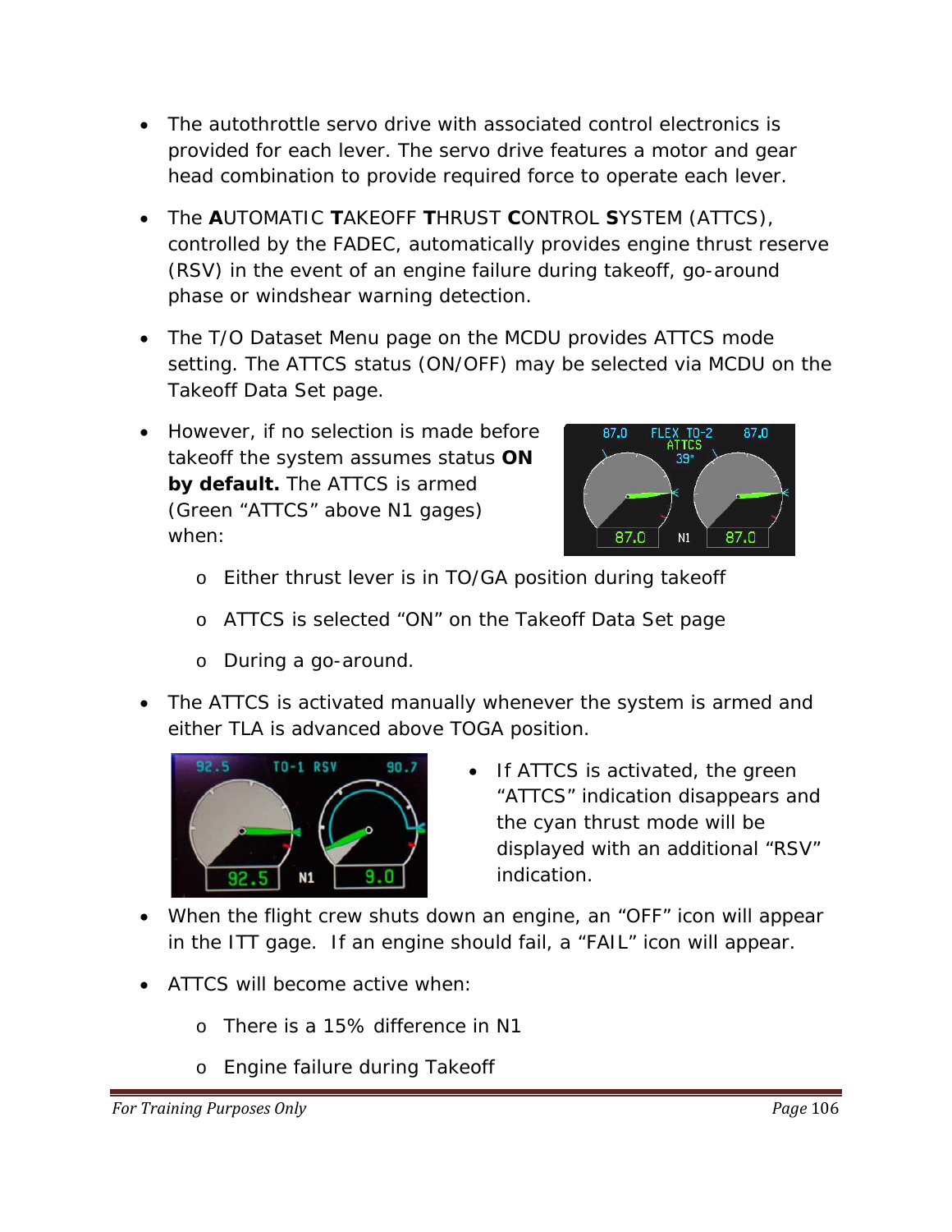- The autothrottle servo drive with associated control electronics is provided for each lever. The servo drive features a motor and gear head combination to provide required force to operate each lever.

- The **A**UTOMATIC **T**AKEOFF **T**HRUST **C**ONTROL **S**YSTEM (ATTCS), controlled by the FADEC, automatically provides engine thrust reserve (RSV) in the event of an engine failure during takeoff, go-around phase or windshear warning detection.

- The T/O Dataset Menu page on the MCDU provides ATTCS mode setting. The ATTCS status (ON/OFF) may be selected via MCDU on the Takeoff Data Set page.

- However, if no selection is made before takeoff the system assumes status **ON by default.** The ATTCS is armed (Green "ATTCS" above N1 gages) when:

  - Either thrust lever is in TO/GA position during takeoff
  - ATTCS is selected "ON" on the Takeoff Data Set page
  - During a go-around.

- The ATTCS is activated manually whenever the system is armed and either TLA is advanced above TOGA position.

- If ATTCS is activated, the green "ATTCS" indication disappears and the cyan thrust mode will be displayed with an additional "RSV" indication.

- When the flight crew shuts down an engine, an "OFF" icon will appear in the ITT gage. If an engine should fail, a "FAIL" icon will appear.

- ATTCS will become active when:

  - There is a 15% difference in N1
  - Engine failure during Takeoff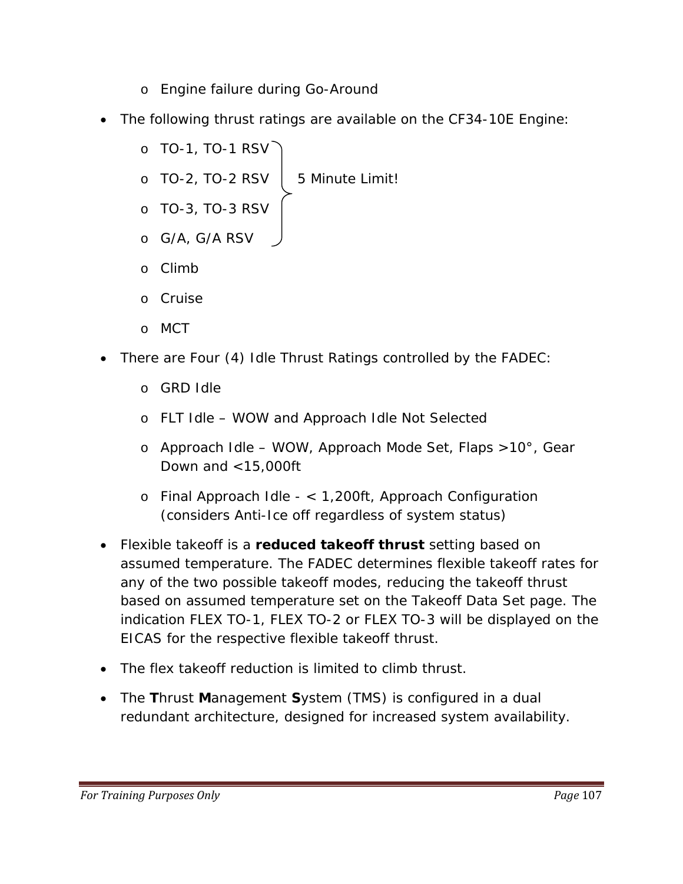- Engine failure during Go-Around

- The following thrust ratings are available on the CF34-10E Engine:
  - TO-1, TO-1 RSV
  - TO-2, TO-2 RSV
  - TO-3, TO-3 RSV
  - G/A, G/A RSV
  
  (5 Minute Limit! — applies to TO-1 RSV through G/A RSV)
  - Climb
  - Cruise
  - MCT

- There are Four (4) Idle Thrust Ratings controlled by the FADEC:
  - GRD Idle
  - FLT Idle – WOW and Approach Idle Not Selected
  - Approach Idle – WOW, Approach Mode Set, Flaps >10°, Gear Down and <15,000ft
  - Final Approach Idle - < 1,200ft, Approach Configuration (considers Anti-Ice off regardless of system status)

- Flexible takeoff is a **reduced takeoff thrust** setting based on assumed temperature. The FADEC determines flexible takeoff rates for any of the two possible takeoff modes, reducing the takeoff thrust based on assumed temperature set on the Takeoff Data Set page. The indication FLEX TO-1, FLEX TO-2 or FLEX TO-3 will be displayed on the EICAS for the respective flexible takeoff thrust.

- The flex takeoff reduction is limited to climb thrust.

- The **T**hrust **M**anagement **S**ystem (TMS) is configured in a dual redundant architecture, designed for increased system availability.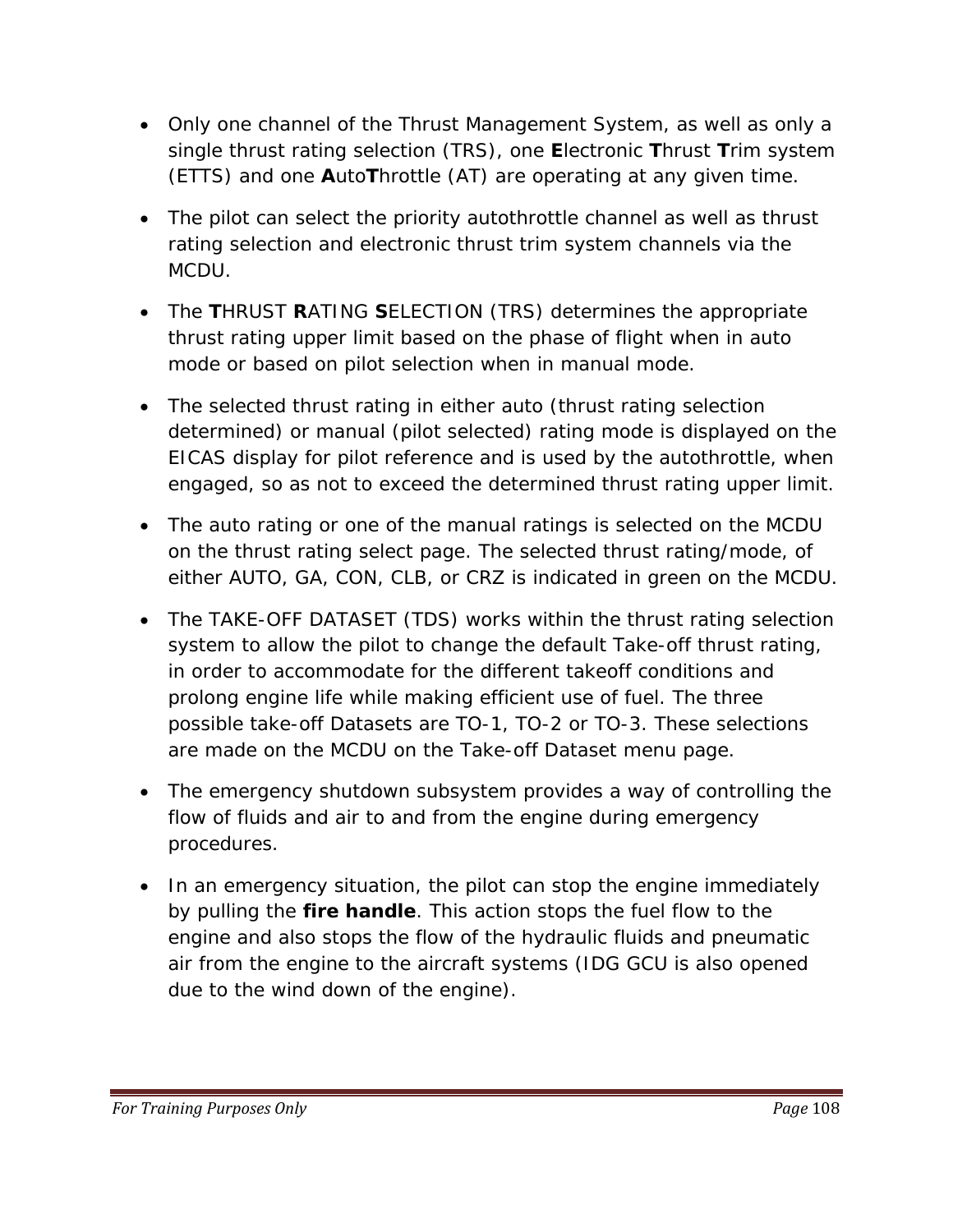- Only one channel of the Thrust Management System, as well as only a single thrust rating selection (TRS), one **E**lectronic **T**hrust **T**rim system (ETTS) and one **A**uto**T**hrottle (AT) are operating at any given time.

- The pilot can select the priority autothrottle channel as well as thrust rating selection and electronic thrust trim system channels via the MCDU.

- The **T**HRUST **R**ATING **S**ELECTION (TRS) determines the appropriate thrust rating upper limit based on the phase of flight when in auto mode or based on pilot selection when in manual mode.

- The selected thrust rating in either auto (thrust rating selection determined) or manual (pilot selected) rating mode is displayed on the EICAS display for pilot reference and is used by the autothrottle, when engaged, so as not to exceed the determined thrust rating upper limit.

- The auto rating or one of the manual ratings is selected on the MCDU on the thrust rating select page. The selected thrust rating/mode, of either AUTO, GA, CON, CLB, or CRZ is indicated in green on the MCDU.

- The TAKE-OFF DATASET (TDS) works within the thrust rating selection system to allow the pilot to change the default Take-off thrust rating, in order to accommodate for the different takeoff conditions and prolong engine life while making efficient use of fuel. The three possible take-off Datasets are TO-1, TO-2 or TO-3. These selections are made on the MCDU on the Take-off Dataset menu page.

- The emergency shutdown subsystem provides a way of controlling the flow of fluids and air to and from the engine during emergency procedures.

- In an emergency situation, the pilot can stop the engine immediately by pulling the **fire handle**. This action stops the fuel flow to the engine and also stops the flow of the hydraulic fluids and pneumatic air from the engine to the aircraft systems (IDG GCU is also opened due to the wind down of the engine).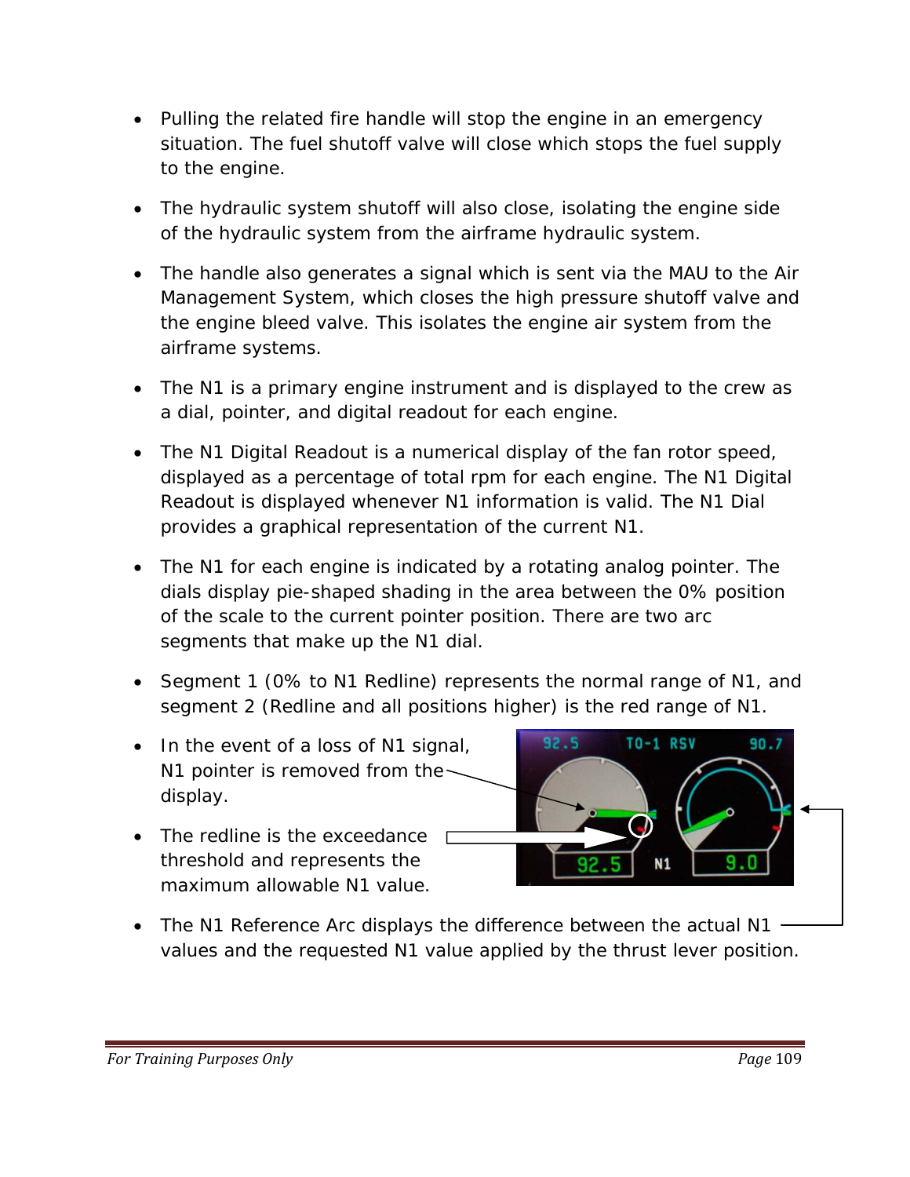- Pulling the related fire handle will stop the engine in an emergency situation. The fuel shutoff valve will close which stops the fuel supply to the engine.
- The hydraulic system shutoff will also close, isolating the engine side of the hydraulic system from the airframe hydraulic system.
- The handle also generates a signal which is sent via the MAU to the Air Management System, which closes the high pressure shutoff valve and the engine bleed valve. This isolates the engine air system from the airframe systems.
- The N1 is a primary engine instrument and is displayed to the crew as a dial, pointer, and digital readout for each engine.
- The N1 Digital Readout is a numerical display of the fan rotor speed, displayed as a percentage of total rpm for each engine. The N1 Digital Readout is displayed whenever N1 information is valid. The N1 Dial provides a graphical representation of the current N1.
- The N1 for each engine is indicated by a rotating analog pointer. The dials display pie-shaped shading in the area between the 0% position of the scale to the current pointer position. There are two arc segments that make up the N1 dial.
- Segment 1 (0% to N1 Redline) represents the normal range of N1, and segment 2 (Redline and all positions higher) is the red range of N1.
- In the event of a loss of N1 signal, N1 pointer is removed from the display.
- The redline is the exceedance threshold and represents the maximum allowable N1 value.
- The N1 Reference Arc displays the difference between the actual N1 values and the requested N1 value applied by the thrust lever position.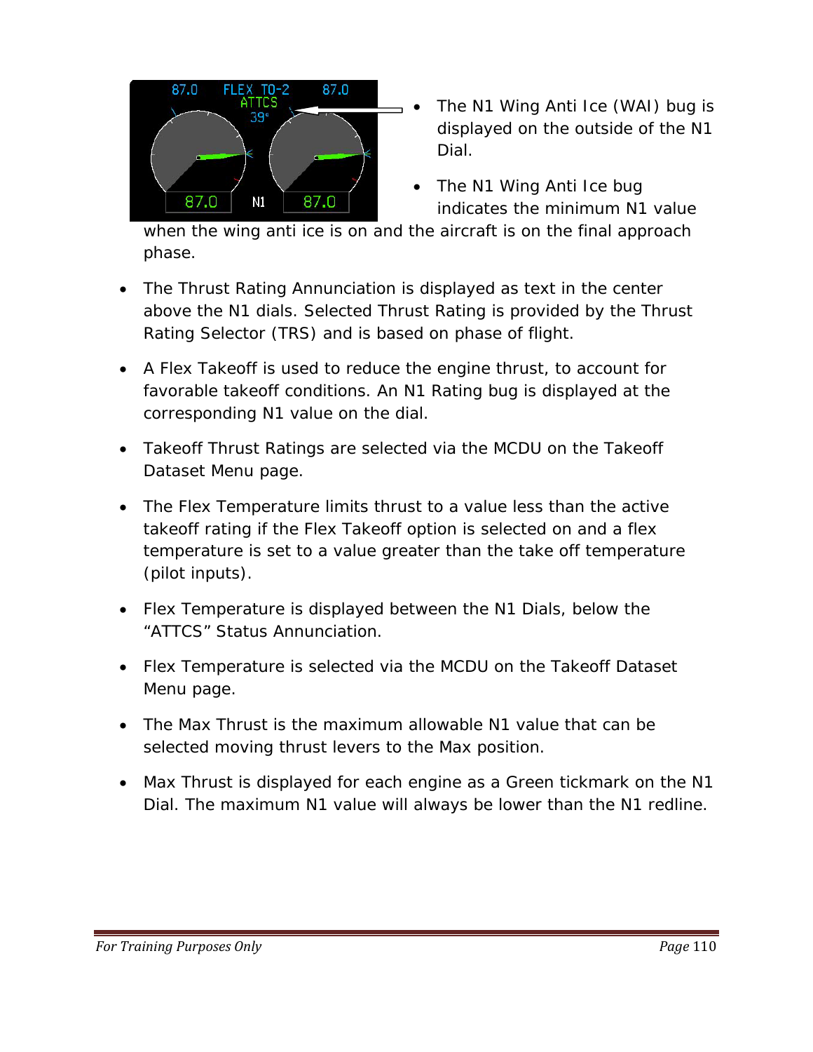- The N1 Wing Anti Ice (WAI) bug is displayed on the outside of the N1 Dial.
- The N1 Wing Anti Ice bug indicates the minimum N1 value when the wing anti ice is on and the aircraft is on the final approach phase.
- The Thrust Rating Annunciation is displayed as text in the center above the N1 dials. Selected Thrust Rating is provided by the Thrust Rating Selector (TRS) and is based on phase of flight.
- A Flex Takeoff is used to reduce the engine thrust, to account for favorable takeoff conditions. An N1 Rating bug is displayed at the corresponding N1 value on the dial.
- Takeoff Thrust Ratings are selected via the MCDU on the Takeoff Dataset Menu page.
- The Flex Temperature limits thrust to a value less than the active takeoff rating if the Flex Takeoff option is selected on and a flex temperature is set to a value greater than the take off temperature (pilot inputs).
- Flex Temperature is displayed between the N1 Dials, below the "ATTCS" Status Annunciation.
- Flex Temperature is selected via the MCDU on the Takeoff Dataset Menu page.
- The Max Thrust is the maximum allowable N1 value that can be selected moving thrust levers to the Max position.
- Max Thrust is displayed for each engine as a Green tickmark on the N1 Dial. The maximum N1 value will always be lower than the N1 redline.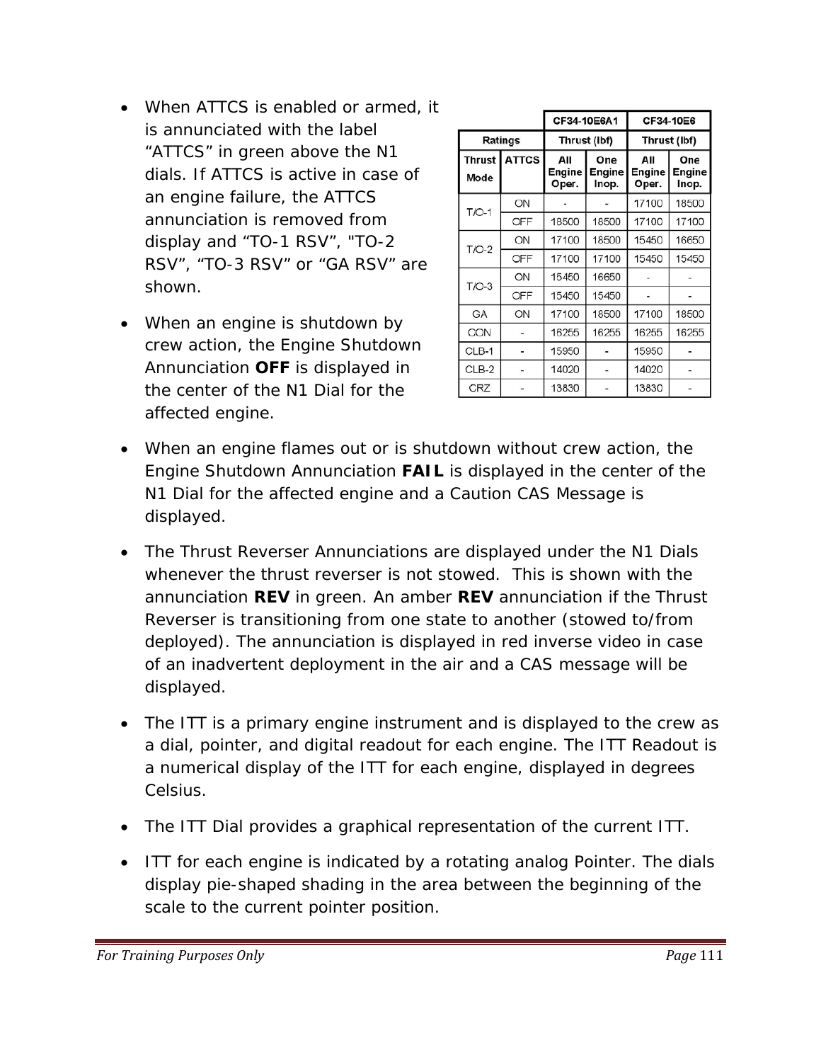- When ATTCS is enabled or armed, it is annunciated with the label “ATTCS” in green above the N1 dials. If ATTCS is active in case of an engine failure, the ATTCS annunciation is removed from display and “TO-1 RSV", "TO-2 RSV”, “TO-3 RSV” or “GA RSV” are shown.

- When an engine is shutdown by crew action, the Engine Shutdown Annunciation **OFF** is displayed in the center of the N1 Dial for the affected engine.

| | | CF34-10E6A1 | | CF34-10E6 | |
|---|---|---|---|---|---|
| Ratings | | Thrust (lbf) | | Thrust (lbf) | |
| Thrust Mode | ATTCS | All Engine Oper. | One Engine Inop. | All Engine Oper. | One Engine Inop. |
| T/O-1 | ON | - | - | 17100 | 18500 |
| | OFF | 18500 | 18500 | 17100 | 17100 |
| T/O-2 | ON | 17100 | 18500 | 15450 | 16650 |
| | OFF | 17100 | 17100 | 15450 | 15450 |
| T/O-3 | ON | 15450 | 16650 | - | - |
| | OFF | 15450 | 15450 | - | - |
| GA | ON | 17100 | 18500 | 17100 | 18500 |
| CON | - | 16255 | 16255 | 16255 | 16255 |
| CLB-1 | - | 15950 | - | 15950 | - |
| CLB-2 | - | 14020 | - | 14020 | - |
| CRZ | - | 13830 | - | 13830 | - |

- When an engine flames out or is shutdown without crew action, the Engine Shutdown Annunciation **FAIL** is displayed in the center of the N1 Dial for the affected engine and a Caution CAS Message is displayed.

- The Thrust Reverser Annunciations are displayed under the N1 Dials whenever the thrust reverser is not stowed. This is shown with the annunciation **REV** in green. An amber **REV** annunciation if the Thrust Reverser is transitioning from one state to another (stowed to/from deployed). The annunciation is displayed in red inverse video in case of an inadvertent deployment in the air and a CAS message will be displayed.

- The ITT is a primary engine instrument and is displayed to the crew as a dial, pointer, and digital readout for each engine. The ITT Readout is a numerical display of the ITT for each engine, displayed in degrees Celsius.

- The ITT Dial provides a graphical representation of the current ITT.

- ITT for each engine is indicated by a rotating analog Pointer. The dials display pie-shaped shading in the area between the beginning of the scale to the current pointer position.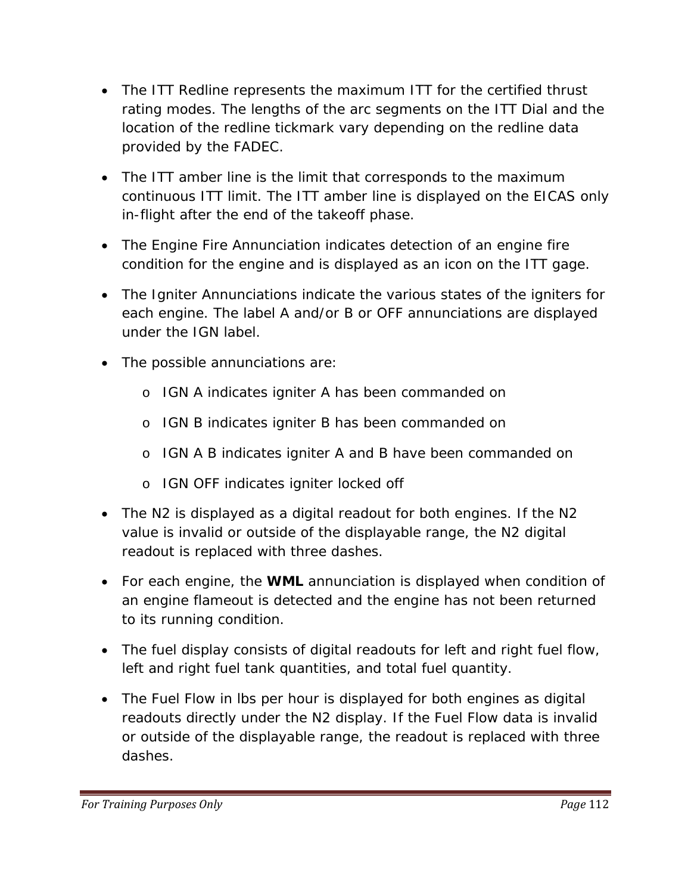- The ITT Redline represents the maximum ITT for the certified thrust rating modes. The lengths of the arc segments on the ITT Dial and the location of the redline tickmark vary depending on the redline data provided by the FADEC.
- The ITT amber line is the limit that corresponds to the maximum continuous ITT limit. The ITT amber line is displayed on the EICAS only in-flight after the end of the takeoff phase.
- The Engine Fire Annunciation indicates detection of an engine fire condition for the engine and is displayed as an icon on the ITT gage.
- The Igniter Annunciations indicate the various states of the igniters for each engine. The label A and/or B or OFF annunciations are displayed under the IGN label.
- The possible annunciations are:
  - IGN A indicates igniter A has been commanded on
  - IGN B indicates igniter B has been commanded on
  - IGN A B indicates igniter A and B have been commanded on
  - IGN OFF indicates igniter locked off
- The N2 is displayed as a digital readout for both engines. If the N2 value is invalid or outside of the displayable range, the N2 digital readout is replaced with three dashes.
- For each engine, the **WML** annunciation is displayed when condition of an engine flameout is detected and the engine has not been returned to its running condition.
- The fuel display consists of digital readouts for left and right fuel flow, left and right fuel tank quantities, and total fuel quantity.
- The Fuel Flow in lbs per hour is displayed for both engines as digital readouts directly under the N2 display. If the Fuel Flow data is invalid or outside of the displayable range, the readout is replaced with three dashes.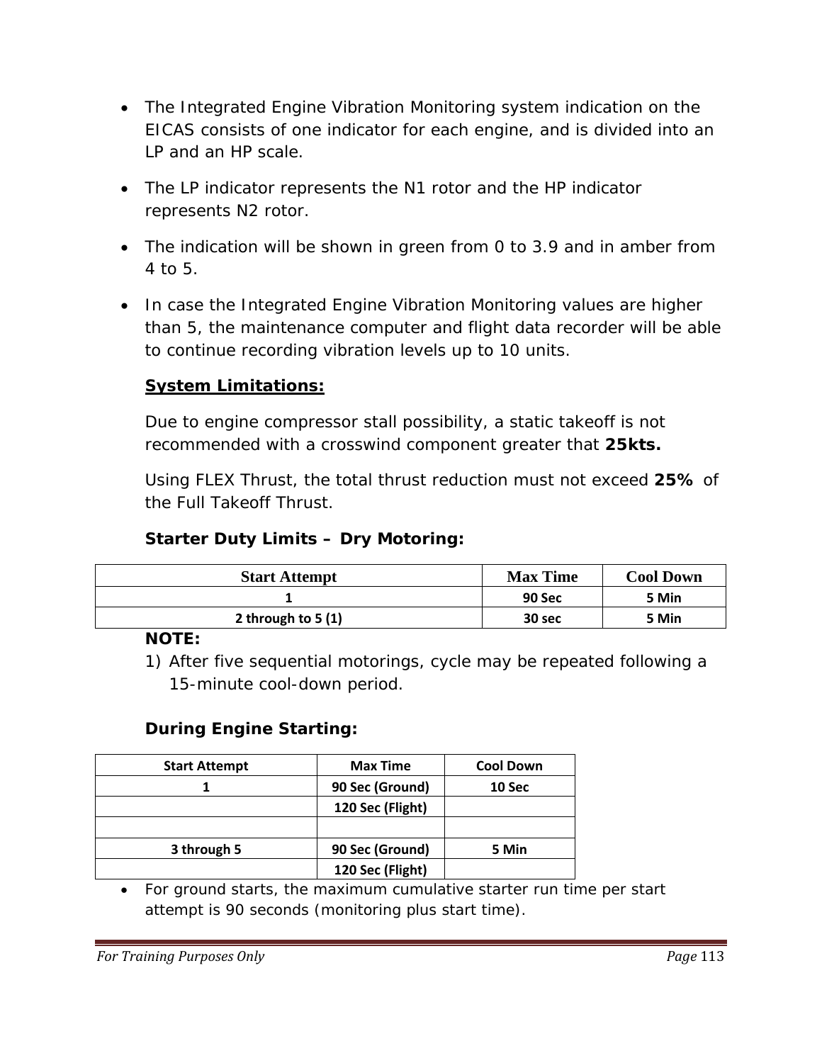- The Integrated Engine Vibration Monitoring system indication on the EICAS consists of one indicator for each engine, and is divided into an LP and an HP scale.
- The LP indicator represents the N1 rotor and the HP indicator represents N2 rotor.
- The indication will be shown in green from 0 to 3.9 and in amber from 4 to 5.
- In case the Integrated Engine Vibration Monitoring values are higher than 5, the maintenance computer and flight data recorder will be able to continue recording vibration levels up to 10 units.

**System Limitations:**

Due to engine compressor stall possibility, a static takeoff is not recommended with a crosswind component greater that **25kts.**

Using FLEX Thrust, the total thrust reduction must not exceed **25%** of the Full Takeoff Thrust.

**Starter Duty Limits – Dry Motoring:**

| Start Attempt | Max Time | Cool Down |
|---|---|---|
| 1 | 90 Sec | 5 Min |
| 2 through to 5 (1) | 30 sec | 5 Min |

**NOTE:**

1) After five sequential motorings, cycle may be repeated following a 15-minute cool-down period.

**During Engine Starting:**

| Start Attempt | Max Time | Cool Down |
|---|---|---|
| 1 | 90 Sec (Ground) | 10 Sec |
| | 120 Sec (Flight) | |
| | | |
| 3 through 5 | 90 Sec (Ground) | 5 Min |
| | 120 Sec (Flight) | |

- For ground starts, the maximum cumulative starter run time per start attempt is 90 seconds (monitoring plus start time).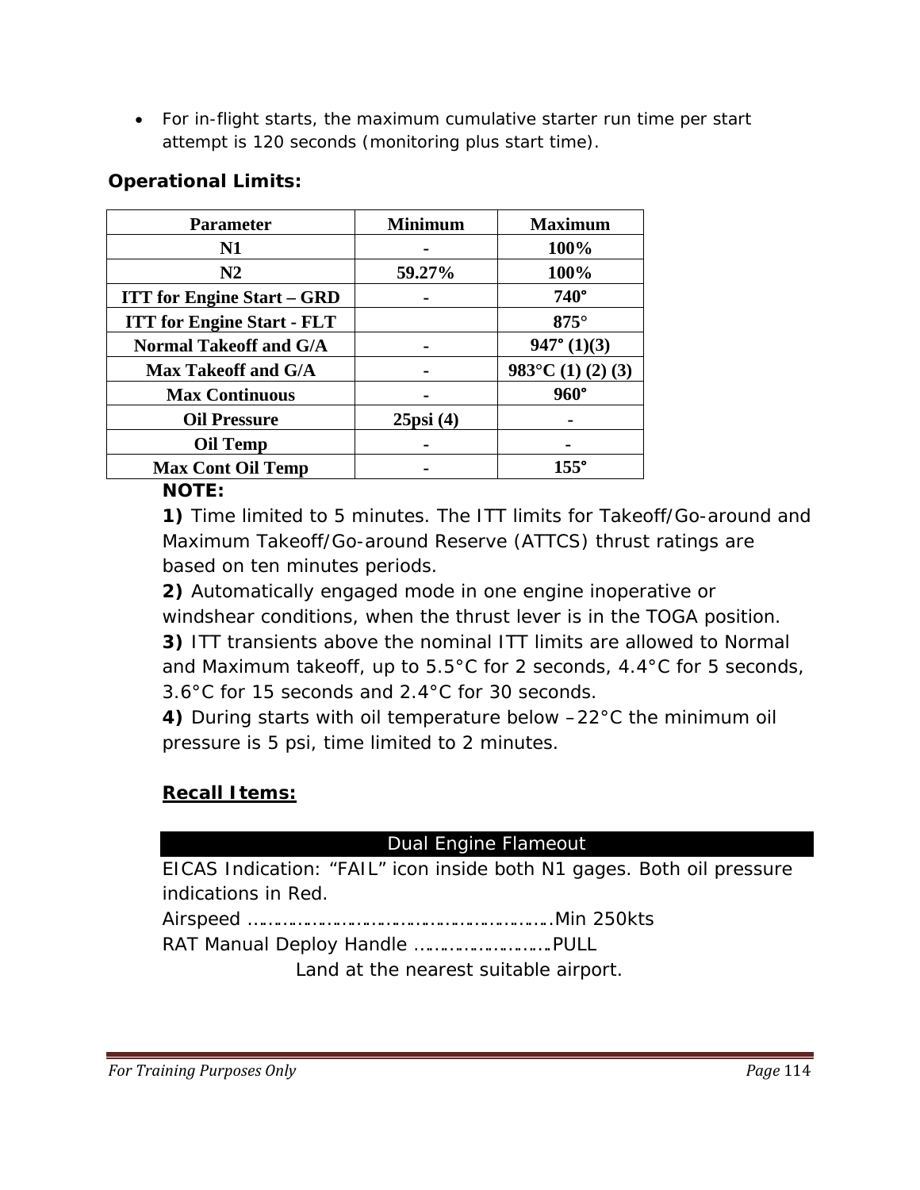- For in-flight starts, the maximum cumulative starter run time per start attempt is 120 seconds (monitoring plus start time).

**Operational Limits:**

| Parameter | Minimum | Maximum |
|---|---|---|
| N1 | - | 100% |
| N2 | 59.27% | 100% |
| ITT for Engine Start – GRD | - | 740° |
| ITT for Engine Start - FLT | | 875° |
| Normal Takeoff and G/A | - | 947° (1)(3) |
| Max Takeoff and G/A | - | 983°C (1) (2) (3) |
| Max Continuous | - | 960° |
| Oil Pressure | 25psi (4) | - |
| Oil Temp | - | - |
| Max Cont Oil Temp | - | 155° |

**NOTE:**

**1)** Time limited to 5 minutes. The ITT limits for Takeoff/Go-around and Maximum Takeoff/Go-around Reserve (ATTCS) thrust ratings are based on ten minutes periods.

**2)** Automatically engaged mode in one engine inoperative or windshear conditions, when the thrust lever is in the TOGA position.

**3)** ITT transients above the nominal ITT limits are allowed to Normal and Maximum takeoff, up to 5.5°C for 2 seconds, 4.4°C for 5 seconds, 3.6°C for 15 seconds and 2.4°C for 30 seconds.

**4)** During starts with oil temperature below –22°C the minimum oil pressure is 5 psi, time limited to 2 minutes.

**Recall Items:**

**Dual Engine Flameout**

EICAS Indication: "FAIL" icon inside both N1 gages. Both oil pressure indications in Red.

Airspeed ……………………………………………………Min 250kts

RAT Manual Deploy Handle ……………………….PULL

Land at the nearest suitable airport.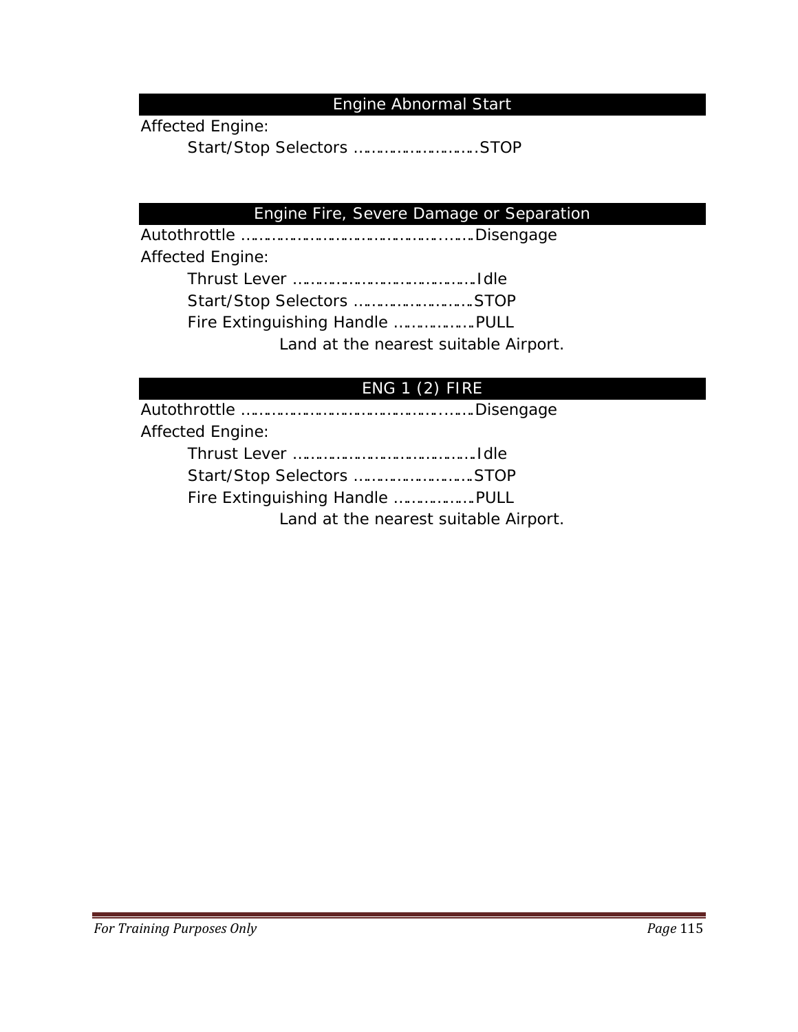## Engine Abnormal Start

Affected Engine:

- Start/Stop Selectors ……………………….STOP

## Engine Fire, Severe Damage or Separation

Autothrottle ……………………………………………Disengage

Affected Engine:

- Thrust Lever ………………………………….Idle
- Start/Stop Selectors …………………….STOP
- Fire Extinguishing Handle ……………..PULL

Land at the nearest suitable Airport.

## ENG 1 (2) FIRE

Autothrottle ……………………………………………Disengage

Affected Engine:

- Thrust Lever ………………………………….Idle
- Start/Stop Selectors …………………….STOP
- Fire Extinguishing Handle ……………..PULL

Land at the nearest suitable Airport.